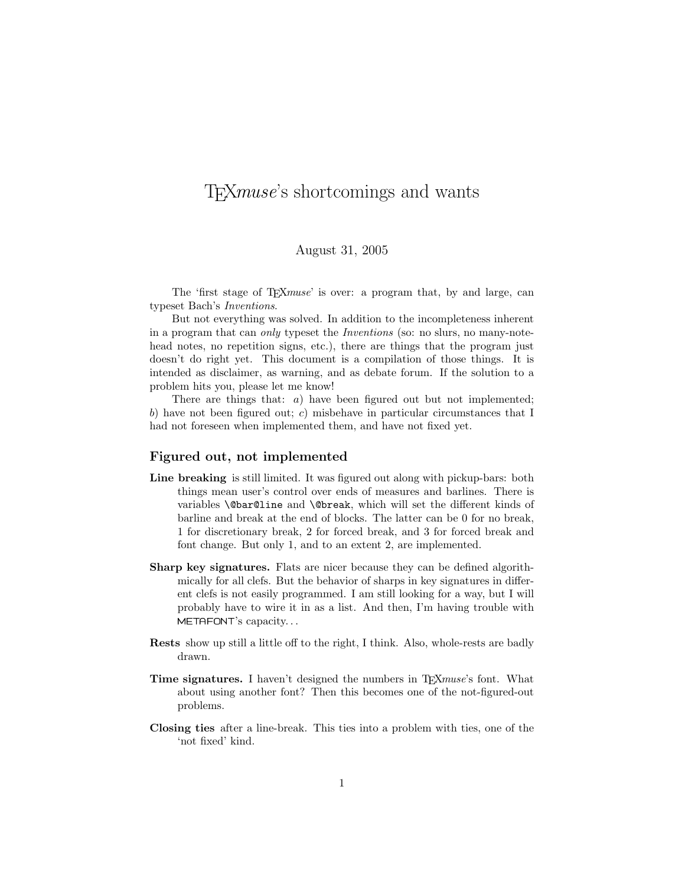# TEX*muse*'s shortcomings and wants

August 31, 2005

The 'first stage of TEX*muse*' is over: a program that, by and large, can typeset Bach's *Inventions*.

But not everything was solved. In addition to the incompleteness inherent in a program that can *only* typeset the *Inventions* (so: no slurs, no many-note-head notes, no repetition signs, etc.), there are things that the program just doesn't do right yet. This document is a compilation of those things. It is intended as disclaimer, as warning, and as debate forum. If the solution to a problem hits you, please let me know!

There are things that: *a*) have been figured out but not implemented; *b*) have not been figured out; *c*) misbehave in particular circumstances that I had not foreseen when implemented them, and have not fixed yet.

## Figured out, not implemented

**Line breaking** is still limited. It was figured out along with pickup-bars: both things mean user's control over ends of measures and barlines. There is variables `\@bar@line` and `\@break`, which will set the different kinds of barline and break at the end of blocks. The latter can be 0 for no break, 1 for discretionary break, 2 for forced break, and 3 for forced break and font change. But only 1, and to an extent 2, are implemented.

**Sharp key signatures.** Flats are nicer because they can be defined algorithmically for all clefs. But the behavior of sharps in key signatures in different clefs is not easily programmed. I am still looking for a way, but I will probably have to wire it in as a list. And then, I'm having trouble with METAFONT's capacity…

**Rests** show up still a little off to the right, I think. Also, whole-rests are badly drawn.

**Time signatures.** I haven't designed the numbers in TEX*muse*'s font. What about using another font? Then this becomes one of the not-figured-out problems.

**Closing ties** after a line-break. This ties into a problem with ties, one of the 'not fixed' kind.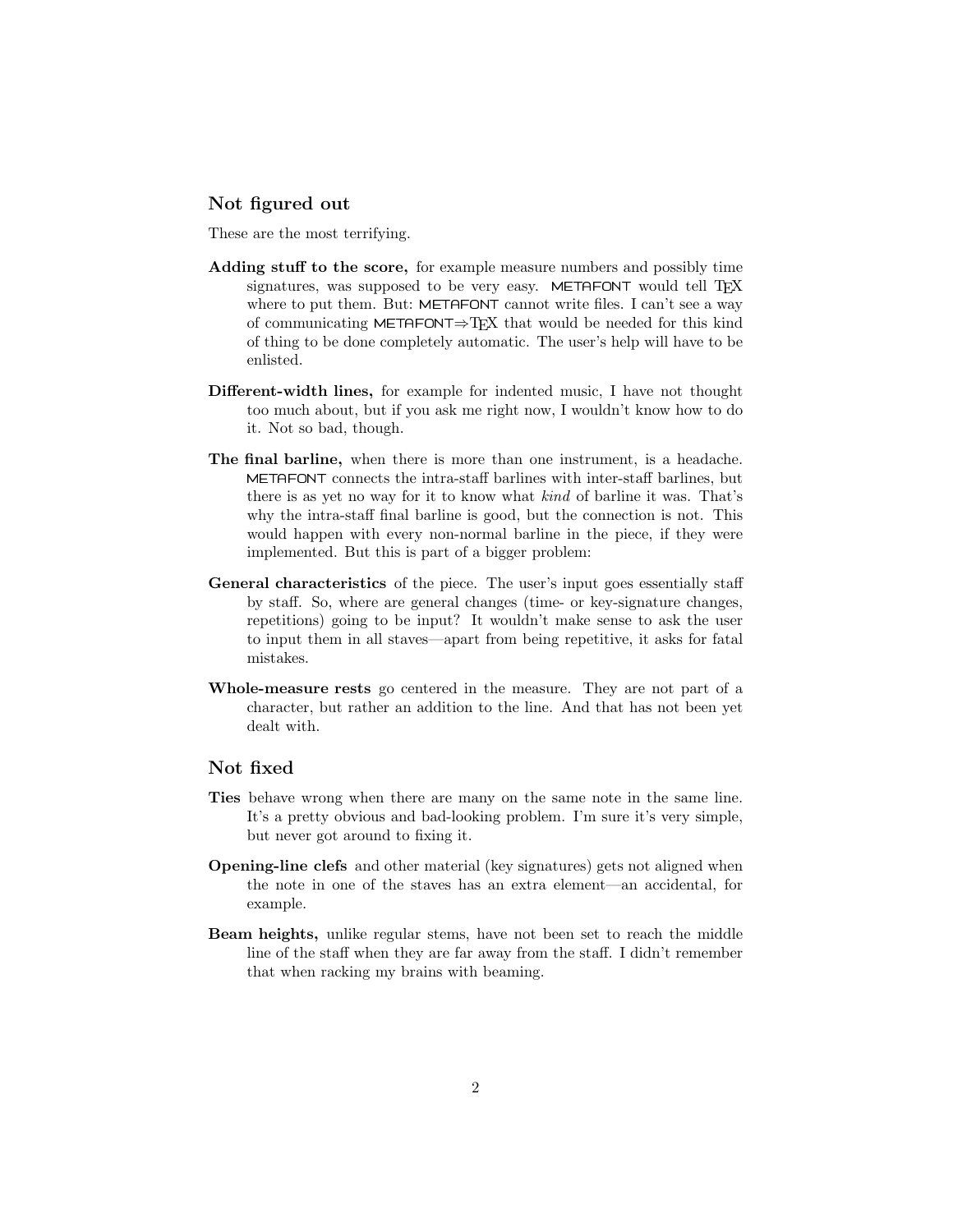## Not figured out

These are the most terrifying.

**Adding stuff to the score,** for example measure numbers and possibly time signatures, was supposed to be very easy. METAFONT would tell TEX where to put them. But: METAFONT cannot write files. I can't see a way of communicating METAFONT⇒TEX that would be needed for this kind of thing to be done completely automatic. The user's help will have to be enlisted.

**Different-width lines,** for example for indented music, I have not thought too much about, but if you ask me right now, I wouldn't know how to do it. Not so bad, though.

**The final barline,** when there is more than one instrument, is a headache. METAFONT connects the intra-staff barlines with inter-staff barlines, but there is as yet no way for it to know what *kind* of barline it was. That's why the intra-staff final barline is good, but the connection is not. This would happen with every non-normal barline in the piece, if they were implemented. But this is part of a bigger problem:

**General characteristics** of the piece. The user's input goes essentially staff by staff. So, where are general changes (time- or key-signature changes, repetitions) going to be input? It wouldn't make sense to ask the user to input them in all staves—apart from being repetitive, it asks for fatal mistakes.

**Whole-measure rests** go centered in the measure. They are not part of a character, but rather an addition to the line. And that has not been yet dealt with.

## Not fixed

**Ties** behave wrong when there are many on the same note in the same line. It's a pretty obvious and bad-looking problem. I'm sure it's very simple, but never got around to fixing it.

**Opening-line clefs** and other material (key signatures) gets not aligned when the note in one of the staves has an extra element—an accidental, for example.

**Beam heights,** unlike regular stems, have not been set to reach the middle line of the staff when they are far away from the staff. I didn't remember that when racking my brains with beaming.